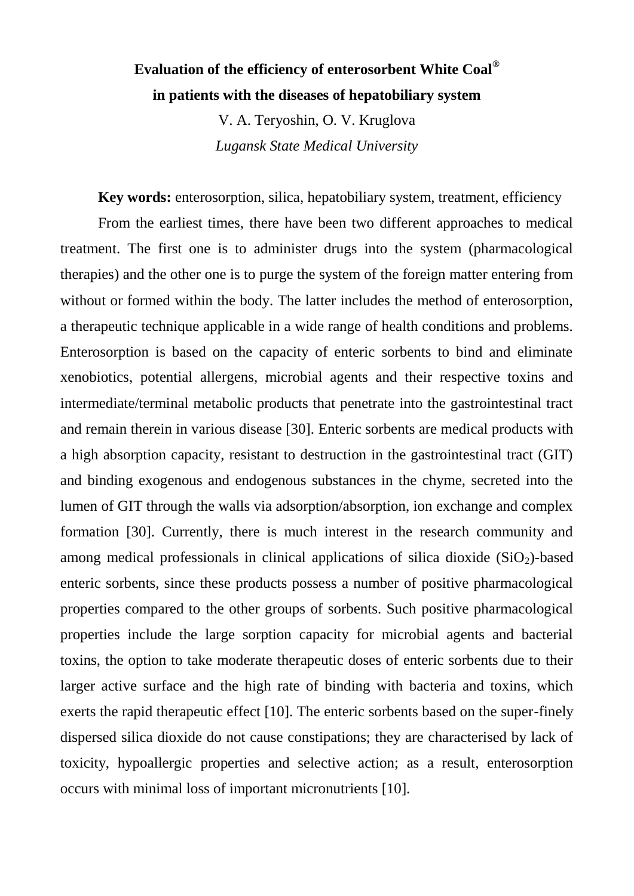# Evaluation of the efficiency of enterosorbent White Coal® in patients with the diseases of hepatobiliary system

V. A. Teryoshin, O. V. Kruglova

*Lugansk State Medical University*

**Key words:** enterosorption, silica, hepatobiliary system, treatment, efficiency

From the earliest times, there have been two different approaches to medical treatment. The first one is to administer drugs into the system (pharmacological therapies) and the other one is to purge the system of the foreign matter entering from without or formed within the body. The latter includes the method of enterosorption, a therapeutic technique applicable in a wide range of health conditions and problems. Enterosorption is based on the capacity of enteric sorbents to bind and eliminate xenobiotics, potential allergens, microbial agents and their respective toxins and intermediate/terminal metabolic products that penetrate into the gastrointestinal tract and remain therein in various disease [30]. Enteric sorbents are medical products with a high absorption capacity, resistant to destruction in the gastrointestinal tract (GIT) and binding exogenous and endogenous substances in the chyme, secreted into the lumen of GIT through the walls via adsorption/absorption, ion exchange and complex formation [30]. Currently, there is much interest in the research community and among medical professionals in clinical applications of silica dioxide ($SiO_2$)-based enteric sorbents, since these products possess a number of positive pharmacological properties compared to the other groups of sorbents. Such positive pharmacological properties include the large sorption capacity for microbial agents and bacterial toxins, the option to take moderate therapeutic doses of enteric sorbents due to their larger active surface and the high rate of binding with bacteria and toxins, which exerts the rapid therapeutic effect [10]. The enteric sorbents based on the super-finely dispersed silica dioxide do not cause constipations; they are characterised by lack of toxicity, hypoallergic properties and selective action; as a result, enterosorption occurs with minimal loss of important micronutrients [10].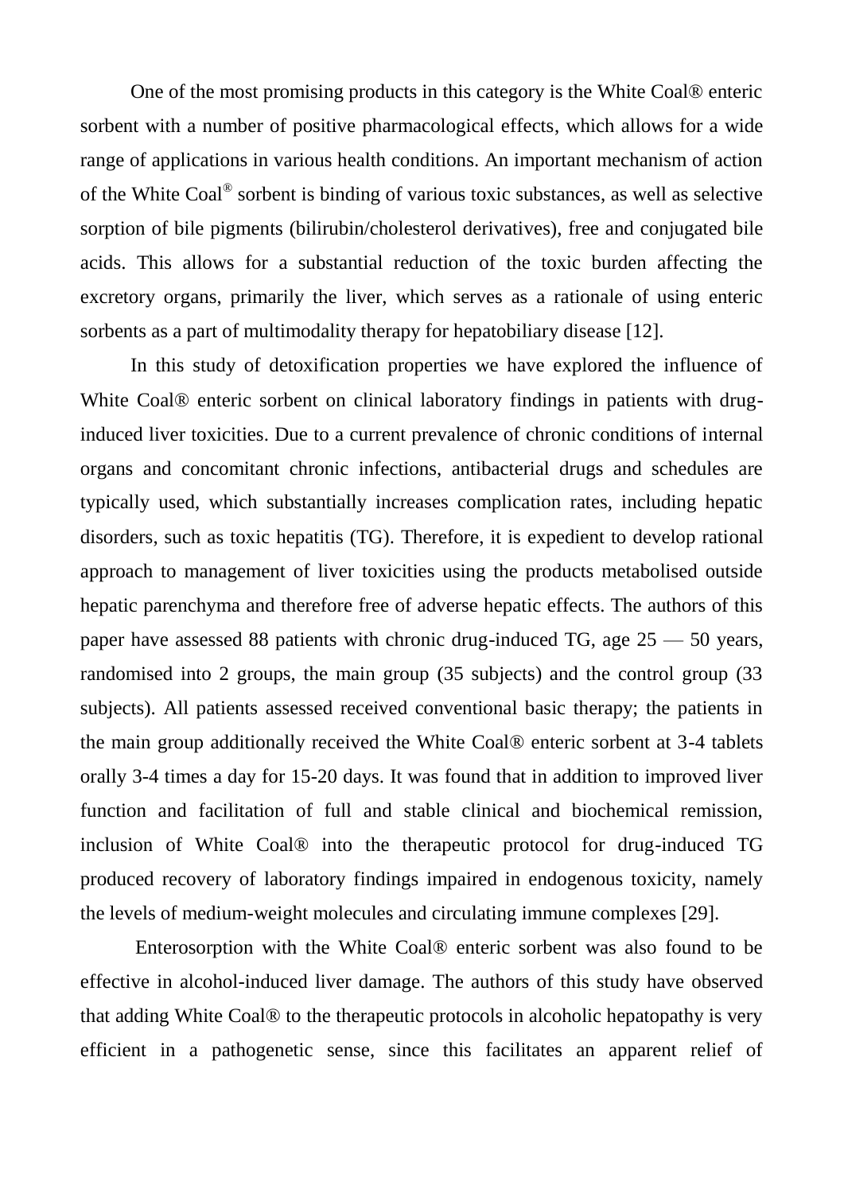One of the most promising products in this category is the White Coal® enteric sorbent with a number of positive pharmacological effects, which allows for a wide range of applications in various health conditions. An important mechanism of action of the White Coal® sorbent is binding of various toxic substances, as well as selective sorption of bile pigments (bilirubin/cholesterol derivatives), free and conjugated bile acids. This allows for a substantial reduction of the toxic burden affecting the excretory organs, primarily the liver, which serves as a rationale of using enteric sorbents as a part of multimodality therapy for hepatobiliary disease [12].

In this study of detoxification properties we have explored the influence of White Coal® enteric sorbent on clinical laboratory findings in patients with drug-induced liver toxicities. Due to a current prevalence of chronic conditions of internal organs and concomitant chronic infections, antibacterial drugs and schedules are typically used, which substantially increases complication rates, including hepatic disorders, such as toxic hepatitis (TG). Therefore, it is expedient to develop rational approach to management of liver toxicities using the products metabolised outside hepatic parenchyma and therefore free of adverse hepatic effects. The authors of this paper have assessed 88 patients with chronic drug-induced TG, age 25 — 50 years, randomised into 2 groups, the main group (35 subjects) and the control group (33 subjects). All patients assessed received conventional basic therapy; the patients in the main group additionally received the White Coal® enteric sorbent at 3-4 tablets orally 3-4 times a day for 15-20 days. It was found that in addition to improved liver function and facilitation of full and stable clinical and biochemical remission, inclusion of White Coal® into the therapeutic protocol for drug-induced TG produced recovery of laboratory findings impaired in endogenous toxicity, namely the levels of medium-weight molecules and circulating immune complexes [29].

Enterosorption with the White Coal® enteric sorbent was also found to be effective in alcohol-induced liver damage. The authors of this study have observed that adding White Coal® to the therapeutic protocols in alcoholic hepatopathy is very efficient in a pathogenetic sense, since this facilitates an apparent relief of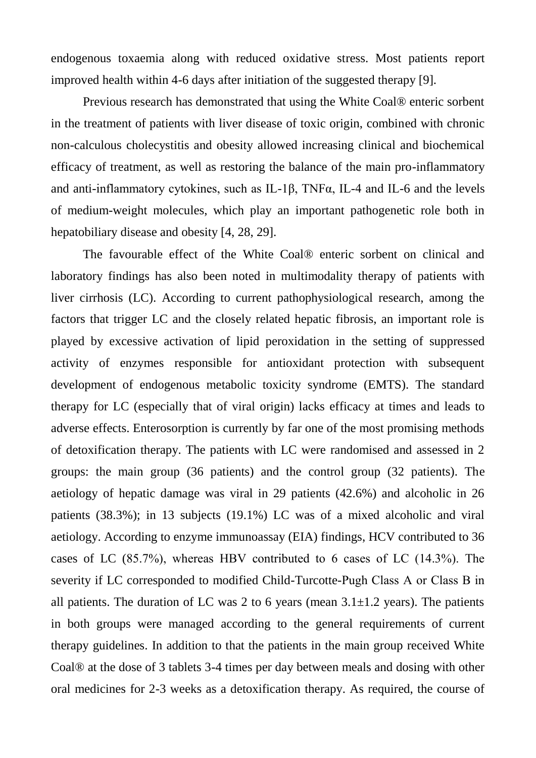endogenous toxaemia along with reduced oxidative stress. Most patients report improved health within 4-6 days after initiation of the suggested therapy [9].

Previous research has demonstrated that using the White Coal® enteric sorbent in the treatment of patients with liver disease of toxic origin, combined with chronic non-calculous cholecystitis and obesity allowed increasing clinical and biochemical efficacy of treatment, as well as restoring the balance of the main pro-inflammatory and anti-inflammatory cytokines, such as IL-1β, TNFα, IL-4 and IL-6 and the levels of medium-weight molecules, which play an important pathogenetic role both in hepatobiliary disease and obesity [4, 28, 29].

The favourable effect of the White Coal® enteric sorbent on clinical and laboratory findings has also been noted in multimodality therapy of patients with liver cirrhosis (LC). According to current pathophysiological research, among the factors that trigger LC and the closely related hepatic fibrosis, an important role is played by excessive activation of lipid peroxidation in the setting of suppressed activity of enzymes responsible for antioxidant protection with subsequent development of endogenous metabolic toxicity syndrome (EMTS). The standard therapy for LC (especially that of viral origin) lacks efficacy at times and leads to adverse effects. Enterosorption is currently by far one of the most promising methods of detoxification therapy. The patients with LC were randomised and assessed in 2 groups: the main group (36 patients) and the control group (32 patients). The aetiology of hepatic damage was viral in 29 patients (42.6%) and alcoholic in 26 patients (38.3%); in 13 subjects (19.1%) LC was of a mixed alcoholic and viral aetiology. According to enzyme immunoassay (EIA) findings, HCV contributed to 36 cases of LC (85.7%), whereas HBV contributed to 6 cases of LC (14.3%). The severity if LC corresponded to modified Child-Turcotte-Pugh Class A or Class B in all patients. The duration of LC was 2 to 6 years (mean 3.1±1.2 years). The patients in both groups were managed according to the general requirements of current therapy guidelines. In addition to that the patients in the main group received White Coal® at the dose of 3 tablets 3-4 times per day between meals and dosing with other oral medicines for 2-3 weeks as a detoxification therapy. As required, the course of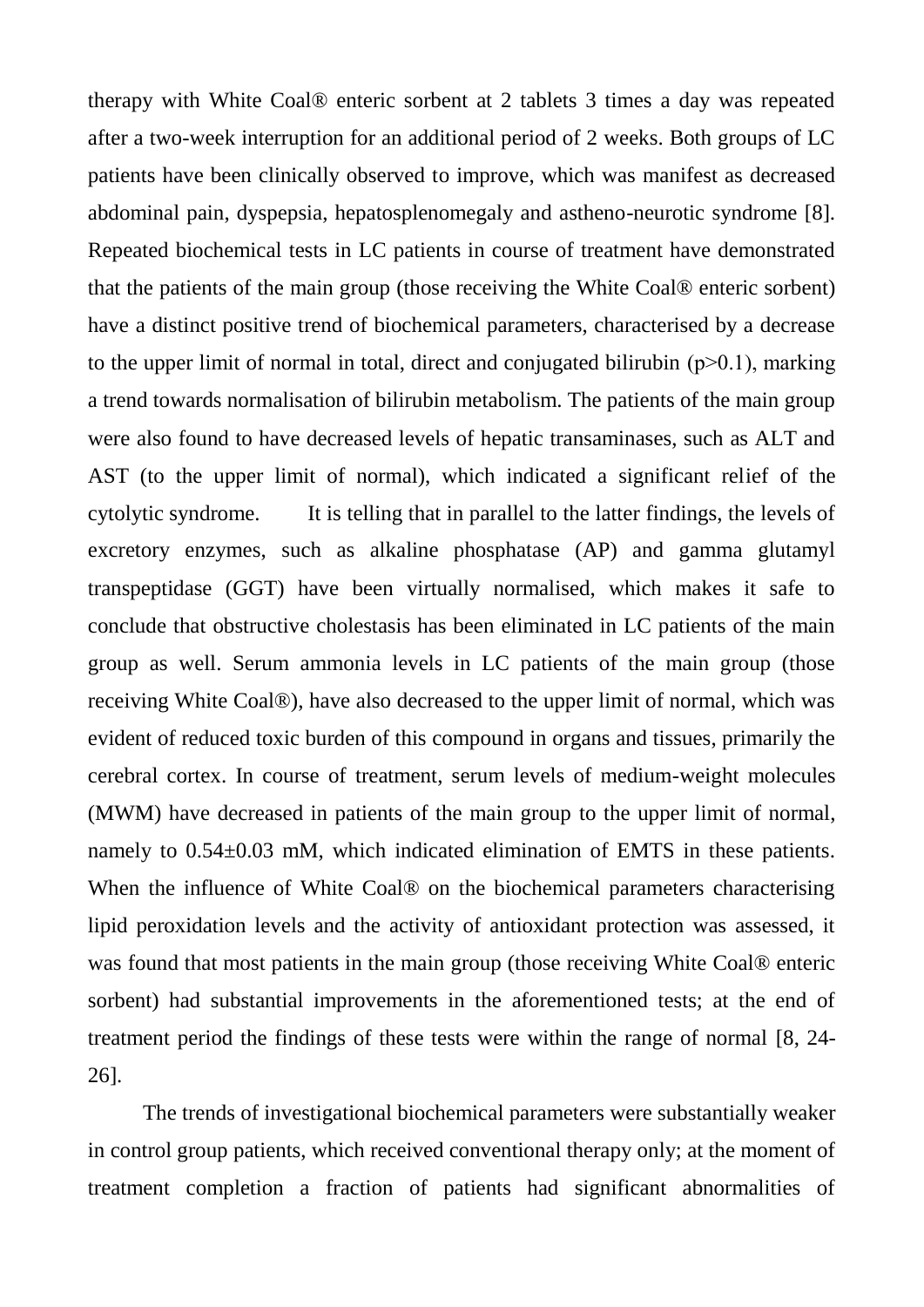therapy with White Coal® enteric sorbent at 2 tablets 3 times a day was repeated after a two-week interruption for an additional period of 2 weeks. Both groups of LC patients have been clinically observed to improve, which was manifest as decreased abdominal pain, dyspepsia, hepatosplenomegaly and astheno-neurotic syndrome [8]. Repeated biochemical tests in LC patients in course of treatment have demonstrated that the patients of the main group (those receiving the White Coal® enteric sorbent) have a distinct positive trend of biochemical parameters, characterised by a decrease to the upper limit of normal in total, direct and conjugated bilirubin ($p>0.1$), marking a trend towards normalisation of bilirubin metabolism. The patients of the main group were also found to have decreased levels of hepatic transaminases, such as ALT and AST (to the upper limit of normal), which indicated a significant relief of the cytolytic syndrome. It is telling that in parallel to the latter findings, the levels of excretory enzymes, such as alkaline phosphatase (AP) and gamma glutamyl transpeptidase (GGT) have been virtually normalised, which makes it safe to conclude that obstructive cholestasis has been eliminated in LC patients of the main group as well. Serum ammonia levels in LC patients of the main group (those receiving White Coal®), have also decreased to the upper limit of normal, which was evident of reduced toxic burden of this compound in organs and tissues, primarily the cerebral cortex. In course of treatment, serum levels of medium-weight molecules (MWM) have decreased in patients of the main group to the upper limit of normal, namely to $0.54 \pm 0.03$ mM, which indicated elimination of EMTS in these patients. When the influence of White Coal® on the biochemical parameters characterising lipid peroxidation levels and the activity of antioxidant protection was assessed, it was found that most patients in the main group (those receiving White Coal® enteric sorbent) had substantial improvements in the aforementioned tests; at the end of treatment period the findings of these tests were within the range of normal [8, 24-26].

The trends of investigational biochemical parameters were substantially weaker in control group patients, which received conventional therapy only; at the moment of treatment completion a fraction of patients had significant abnormalities of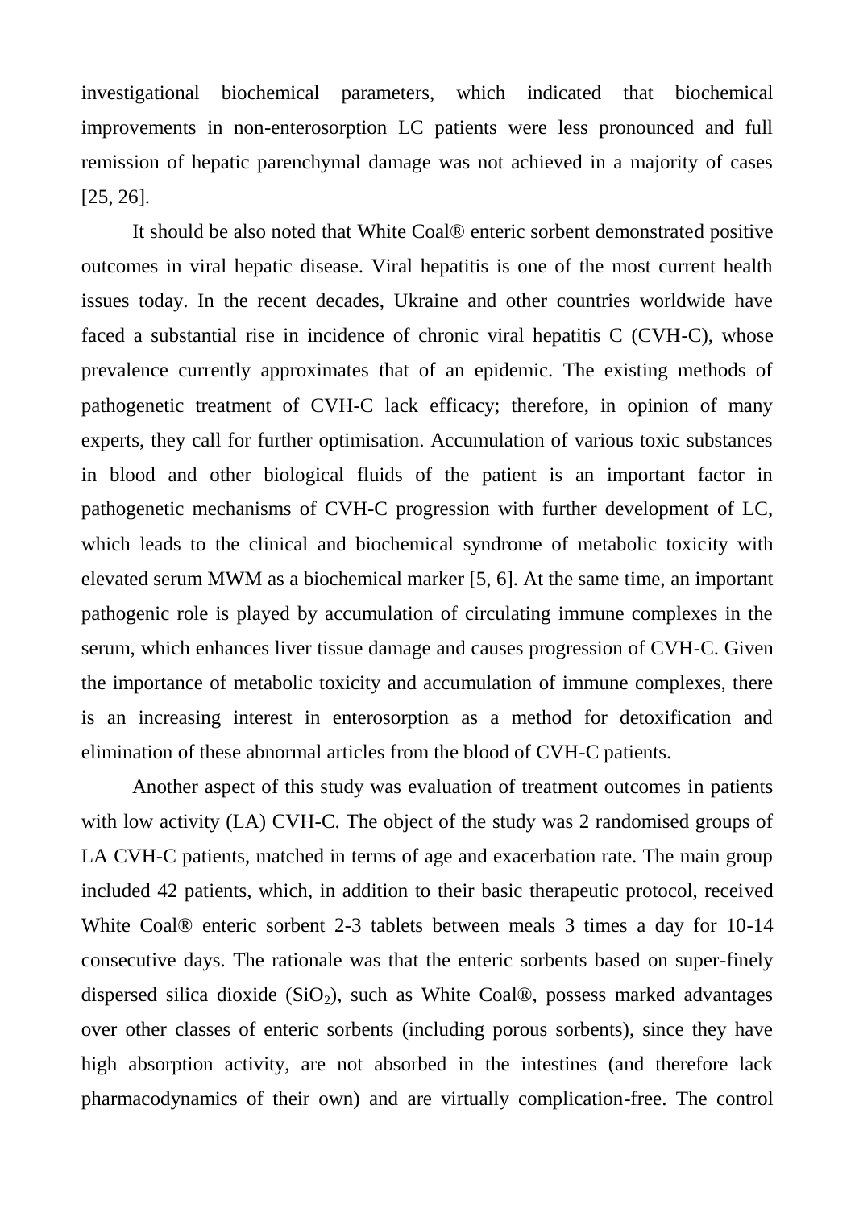investigational biochemical parameters, which indicated that biochemical improvements in non-enterosorption LC patients were less pronounced and full remission of hepatic parenchymal damage was not achieved in a majority of cases [25, 26].

It should be also noted that White Coal® enteric sorbent demonstrated positive outcomes in viral hepatic disease. Viral hepatitis is one of the most current health issues today. In the recent decades, Ukraine and other countries worldwide have faced a substantial rise in incidence of chronic viral hepatitis C (CVH-C), whose prevalence currently approximates that of an epidemic. The existing methods of pathogenetic treatment of CVH-C lack efficacy; therefore, in opinion of many experts, they call for further optimisation. Accumulation of various toxic substances in blood and other biological fluids of the patient is an important factor in pathogenetic mechanisms of CVH-C progression with further development of LC, which leads to the clinical and biochemical syndrome of metabolic toxicity with elevated serum MWM as a biochemical marker [5, 6]. At the same time, an important pathogenic role is played by accumulation of circulating immune complexes in the serum, which enhances liver tissue damage and causes progression of CVH-C. Given the importance of metabolic toxicity and accumulation of immune complexes, there is an increasing interest in enterosorption as a method for detoxification and elimination of these abnormal articles from the blood of CVH-C patients.

Another aspect of this study was evaluation of treatment outcomes in patients with low activity (LA) CVH-C. The object of the study was 2 randomised groups of LA CVH-C patients, matched in terms of age and exacerbation rate. The main group included 42 patients, which, in addition to their basic therapeutic protocol, received White Coal® enteric sorbent 2-3 tablets between meals 3 times a day for 10-14 consecutive days. The rationale was that the enteric sorbents based on super-finely dispersed silica dioxide ($SiO_2$), such as White Coal®, possess marked advantages over other classes of enteric sorbents (including porous sorbents), since they have high absorption activity, are not absorbed in the intestines (and therefore lack pharmacodynamics of their own) and are virtually complication-free. The control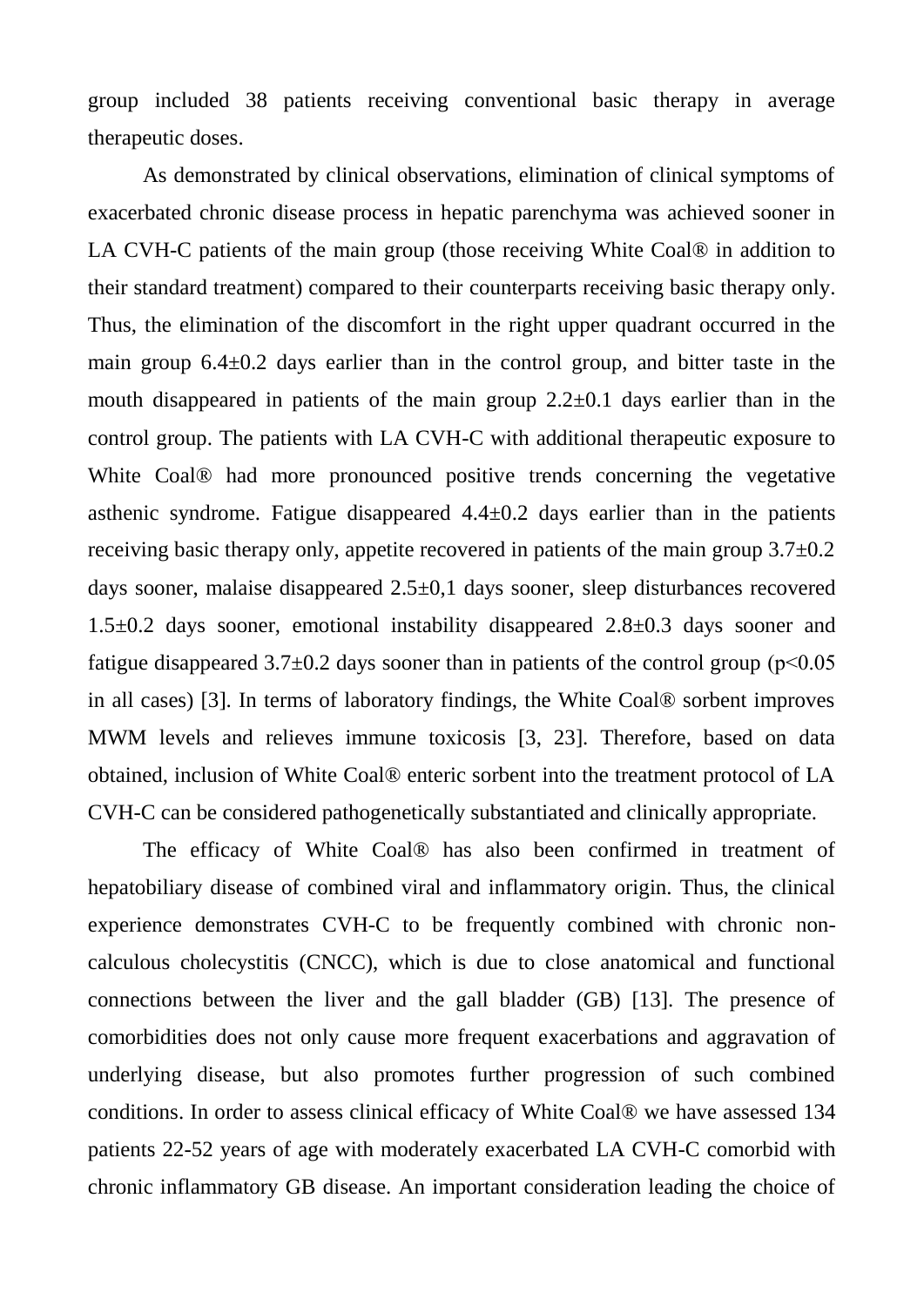group included 38 patients receiving conventional basic therapy in average therapeutic doses.

As demonstrated by clinical observations, elimination of clinical symptoms of exacerbated chronic disease process in hepatic parenchyma was achieved sooner in LA CVH-C patients of the main group (those receiving White Coal® in addition to their standard treatment) compared to their counterparts receiving basic therapy only. Thus, the elimination of the discomfort in the right upper quadrant occurred in the main group 6.4±0.2 days earlier than in the control group, and bitter taste in the mouth disappeared in patients of the main group 2.2±0.1 days earlier than in the control group. The patients with LA CVH-C with additional therapeutic exposure to White Coal® had more pronounced positive trends concerning the vegetative asthenic syndrome. Fatigue disappeared 4.4±0.2 days earlier than in the patients receiving basic therapy only, appetite recovered in patients of the main group 3.7±0.2 days sooner, malaise disappeared 2.5±0,1 days sooner, sleep disturbances recovered 1.5±0.2 days sooner, emotional instability disappeared 2.8±0.3 days sooner and fatigue disappeared 3.7±0.2 days sooner than in patients of the control group ($p<0.05$ in all cases) [3]. In terms of laboratory findings, the White Coal® sorbent improves MWM levels and relieves immune toxicosis [3, 23]. Therefore, based on data obtained, inclusion of White Coal® enteric sorbent into the treatment protocol of LA CVH-C can be considered pathogenetically substantiated and clinically appropriate.

The efficacy of White Coal® has also been confirmed in treatment of hepatobiliary disease of combined viral and inflammatory origin. Thus, the clinical experience demonstrates CVH-C to be frequently combined with chronic non-calculous cholecystitis (CNCC), which is due to close anatomical and functional connections between the liver and the gall bladder (GB) [13]. The presence of comorbidities does not only cause more frequent exacerbations and aggravation of underlying disease, but also promotes further progression of such combined conditions. In order to assess clinical efficacy of White Coal® we have assessed 134 patients 22-52 years of age with moderately exacerbated LA CVH-C comorbid with chronic inflammatory GB disease. An important consideration leading the choice of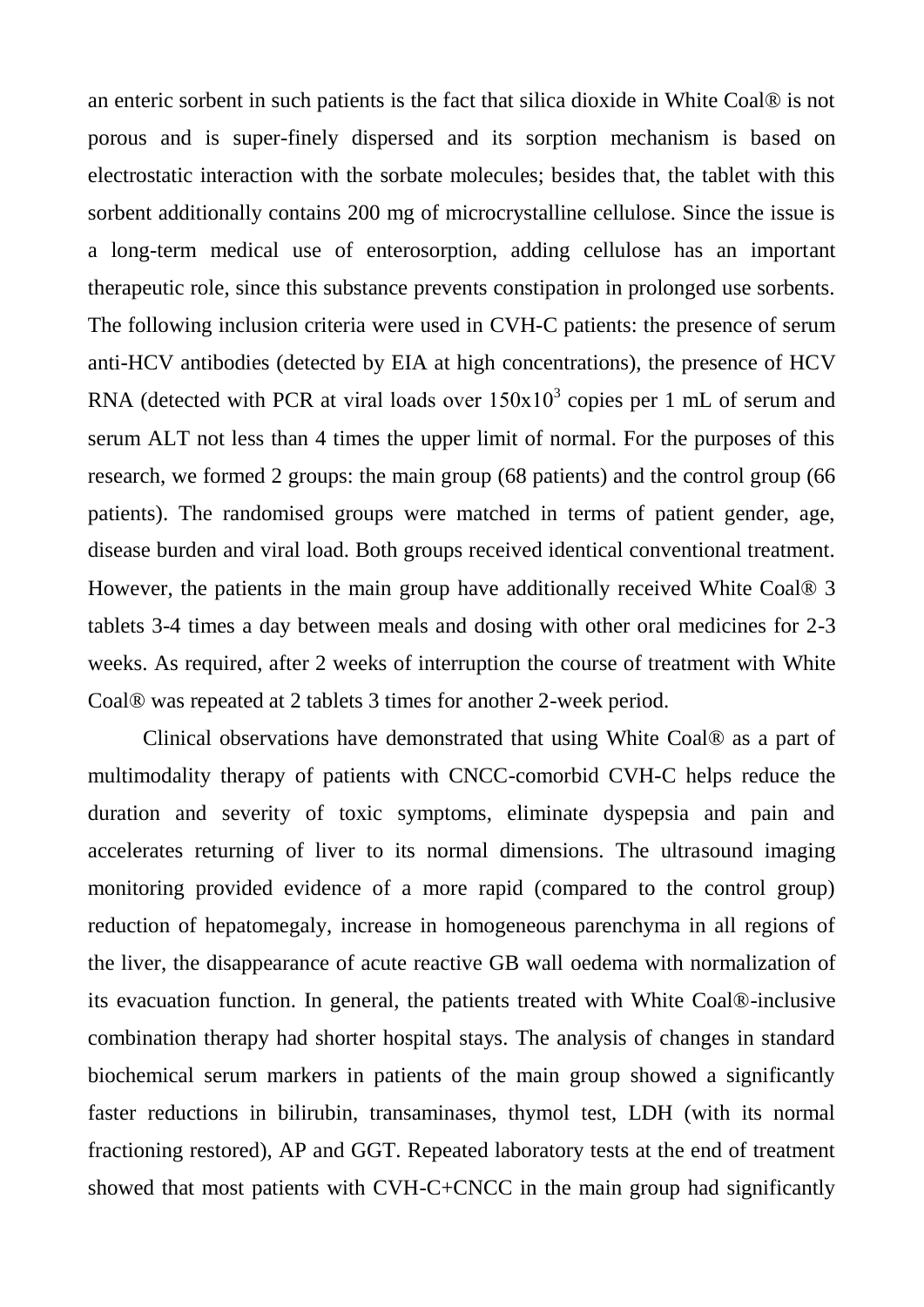an enteric sorbent in such patients is the fact that silica dioxide in White Coal® is not porous and is super-finely dispersed and its sorption mechanism is based on electrostatic interaction with the sorbate molecules; besides that, the tablet with this sorbent additionally contains 200 mg of microcrystalline cellulose. Since the issue is a long-term medical use of enterosorption, adding cellulose has an important therapeutic role, since this substance prevents constipation in prolonged use sorbents. The following inclusion criteria were used in CVH-C patients: the presence of serum anti-HCV antibodies (detected by EIA at high concentrations), the presence of HCV RNA (detected with PCR at viral loads over $150x10^3$ copies per 1 mL of serum and serum ALT not less than 4 times the upper limit of normal. For the purposes of this research, we formed 2 groups: the main group (68 patients) and the control group (66 patients). The randomised groups were matched in terms of patient gender, age, disease burden and viral load. Both groups received identical conventional treatment. However, the patients in the main group have additionally received White Coal® 3 tablets 3-4 times a day between meals and dosing with other oral medicines for 2-3 weeks. As required, after 2 weeks of interruption the course of treatment with White Coal® was repeated at 2 tablets 3 times for another 2-week period.

Clinical observations have demonstrated that using White Coal® as a part of multimodality therapy of patients with CNCC-comorbid CVH-C helps reduce the duration and severity of toxic symptoms, eliminate dyspepsia and pain and accelerates returning of liver to its normal dimensions. The ultrasound imaging monitoring provided evidence of a more rapid (compared to the control group) reduction of hepatomegaly, increase in homogeneous parenchyma in all regions of the liver, the disappearance of acute reactive GB wall oedema with normalization of its evacuation function. In general, the patients treated with White Coal®-inclusive combination therapy had shorter hospital stays. The analysis of changes in standard biochemical serum markers in patients of the main group showed a significantly faster reductions in bilirubin, transaminases, thymol test, LDH (with its normal fractioning restored), AP and GGT. Repeated laboratory tests at the end of treatment showed that most patients with CVH-C+CNCC in the main group had significantly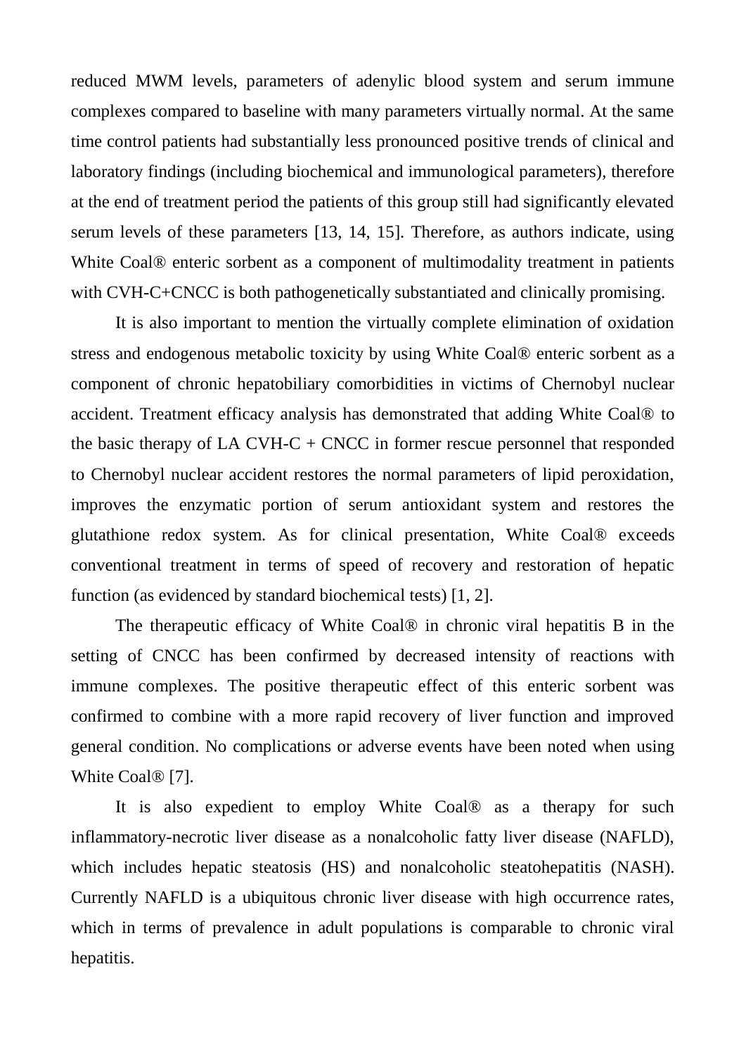reduced MWM levels, parameters of adenylic blood system and serum immune complexes compared to baseline with many parameters virtually normal. At the same time control patients had substantially less pronounced positive trends of clinical and laboratory findings (including biochemical and immunological parameters), therefore at the end of treatment period the patients of this group still had significantly elevated serum levels of these parameters [13, 14, 15]. Therefore, as authors indicate, using White Coal® enteric sorbent as a component of multimodality treatment in patients with CVH-C+CNCC is both pathogenetically substantiated and clinically promising.

It is also important to mention the virtually complete elimination of oxidation stress and endogenous metabolic toxicity by using White Coal® enteric sorbent as a component of chronic hepatobiliary comorbidities in victims of Chernobyl nuclear accident. Treatment efficacy analysis has demonstrated that adding White Coal® to the basic therapy of LA CVH-C + CNCC in former rescue personnel that responded to Chernobyl nuclear accident restores the normal parameters of lipid peroxidation, improves the enzymatic portion of serum antioxidant system and restores the glutathione redox system. As for clinical presentation, White Coal® exceeds conventional treatment in terms of speed of recovery and restoration of hepatic function (as evidenced by standard biochemical tests) [1, 2].

The therapeutic efficacy of White Coal® in chronic viral hepatitis B in the setting of CNCC has been confirmed by decreased intensity of reactions with immune complexes. The positive therapeutic effect of this enteric sorbent was confirmed to combine with a more rapid recovery of liver function and improved general condition. No complications or adverse events have been noted when using White Coal® [7].

It is also expedient to employ White Coal® as a therapy for such inflammatory-necrotic liver disease as a nonalcoholic fatty liver disease (NAFLD), which includes hepatic steatosis (HS) and nonalcoholic steatohepatitis (NASH). Currently NAFLD is a ubiquitous chronic liver disease with high occurrence rates, which in terms of prevalence in adult populations is comparable to chronic viral hepatitis.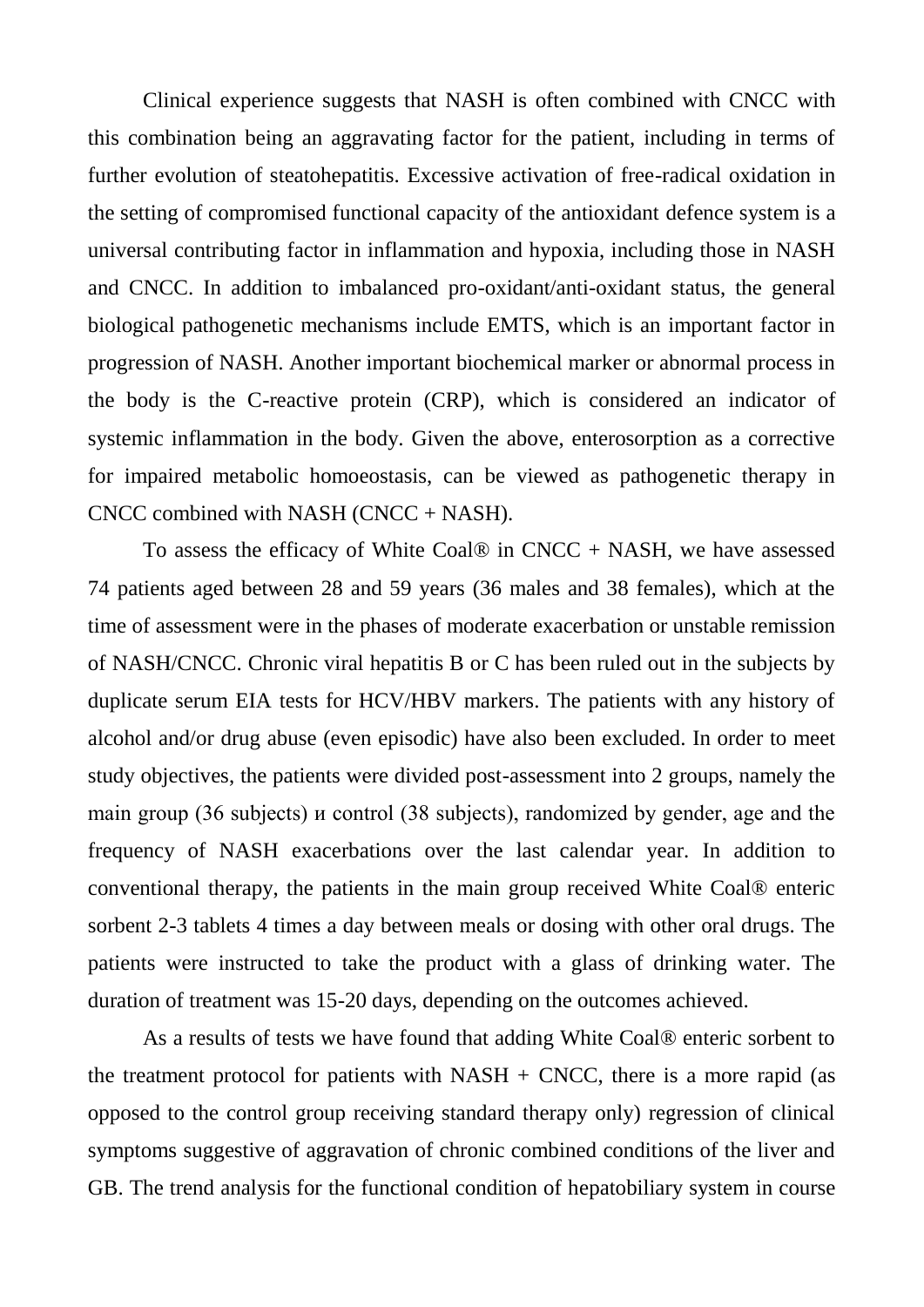Clinical experience suggests that NASH is often combined with CNCC with this combination being an aggravating factor for the patient, including in terms of further evolution of steatohepatitis. Excessive activation of free-radical oxidation in the setting of compromised functional capacity of the antioxidant defence system is a universal contributing factor in inflammation and hypoxia, including those in NASH and CNCC. In addition to imbalanced pro-oxidant/anti-oxidant status, the general biological pathogenetic mechanisms include EMTS, which is an important factor in progression of NASH. Another important biochemical marker or abnormal process in the body is the C-reactive protein (CRP), which is considered an indicator of systemic inflammation in the body. Given the above, enterosorption as a corrective for impaired metabolic homoeostasis, can be viewed as pathogenetic therapy in CNCC combined with NASH (CNCC + NASH).

To assess the efficacy of White Coal® in CNCC + NASH, we have assessed 74 patients aged between 28 and 59 years (36 males and 38 females), which at the time of assessment were in the phases of moderate exacerbation or unstable remission of NASH/CNCC. Chronic viral hepatitis B or C has been ruled out in the subjects by duplicate serum EIA tests for HCV/HBV markers. The patients with any history of alcohol and/or drug abuse (even episodic) have also been excluded. In order to meet study objectives, the patients were divided post-assessment into 2 groups, namely the main group (36 subjects) и control (38 subjects), randomized by gender, age and the frequency of NASH exacerbations over the last calendar year. In addition to conventional therapy, the patients in the main group received White Coal® enteric sorbent 2-3 tablets 4 times a day between meals or dosing with other oral drugs. The patients were instructed to take the product with a glass of drinking water. The duration of treatment was 15-20 days, depending on the outcomes achieved.

As a results of tests we have found that adding White Coal® enteric sorbent to the treatment protocol for patients with NASH + CNCC, there is a more rapid (as opposed to the control group receiving standard therapy only) regression of clinical symptoms suggestive of aggravation of chronic combined conditions of the liver and GB. The trend analysis for the functional condition of hepatobiliary system in course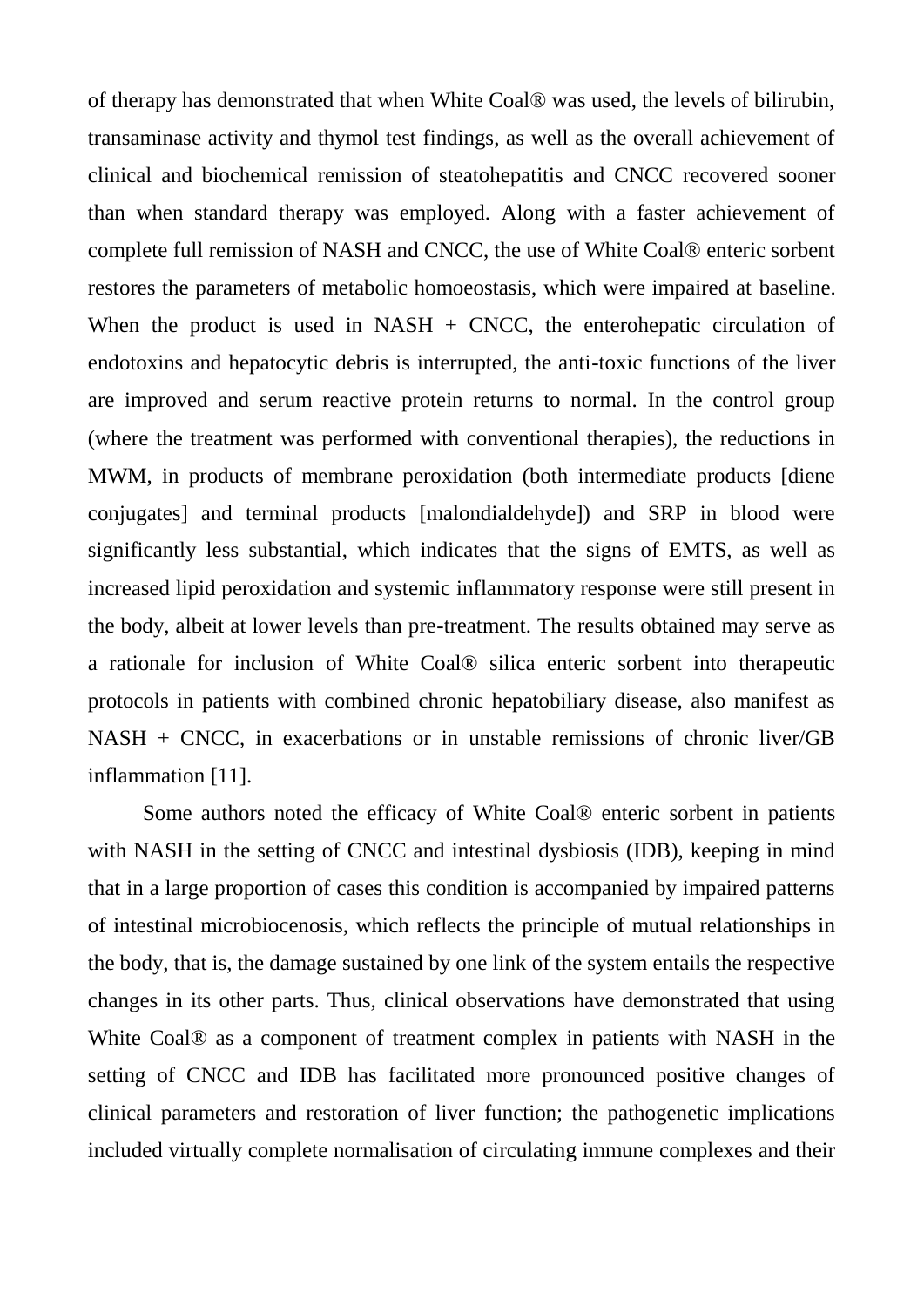of therapy has demonstrated that when White Coal® was used, the levels of bilirubin, transaminase activity and thymol test findings, as well as the overall achievement of clinical and biochemical remission of steatohepatitis and CNCC recovered sooner than when standard therapy was employed. Along with a faster achievement of complete full remission of NASH and CNCC, the use of White Coal® enteric sorbent restores the parameters of metabolic homoeostasis, which were impaired at baseline. When the product is used in NASH + CNCC, the enterohepatic circulation of endotoxins and hepatocytic debris is interrupted, the anti-toxic functions of the liver are improved and serum reactive protein returns to normal. In the control group (where the treatment was performed with conventional therapies), the reductions in MWM, in products of membrane peroxidation (both intermediate products [diene conjugates] and terminal products [malondialdehyde]) and SRP in blood were significantly less substantial, which indicates that the signs of EMTS, as well as increased lipid peroxidation and systemic inflammatory response were still present in the body, albeit at lower levels than pre-treatment. The results obtained may serve as a rationale for inclusion of White Coal® silica enteric sorbent into therapeutic protocols in patients with combined chronic hepatobiliary disease, also manifest as NASH + CNCC, in exacerbations or in unstable remissions of chronic liver/GB inflammation [11].

Some authors noted the efficacy of White Coal® enteric sorbent in patients with NASH in the setting of CNCC and intestinal dysbiosis (IDB), keeping in mind that in a large proportion of cases this condition is accompanied by impaired patterns of intestinal microbiocenosis, which reflects the principle of mutual relationships in the body, that is, the damage sustained by one link of the system entails the respective changes in its other parts. Thus, clinical observations have demonstrated that using White Coal® as a component of treatment complex in patients with NASH in the setting of CNCC and IDB has facilitated more pronounced positive changes of clinical parameters and restoration of liver function; the pathogenetic implications included virtually complete normalisation of circulating immune complexes and their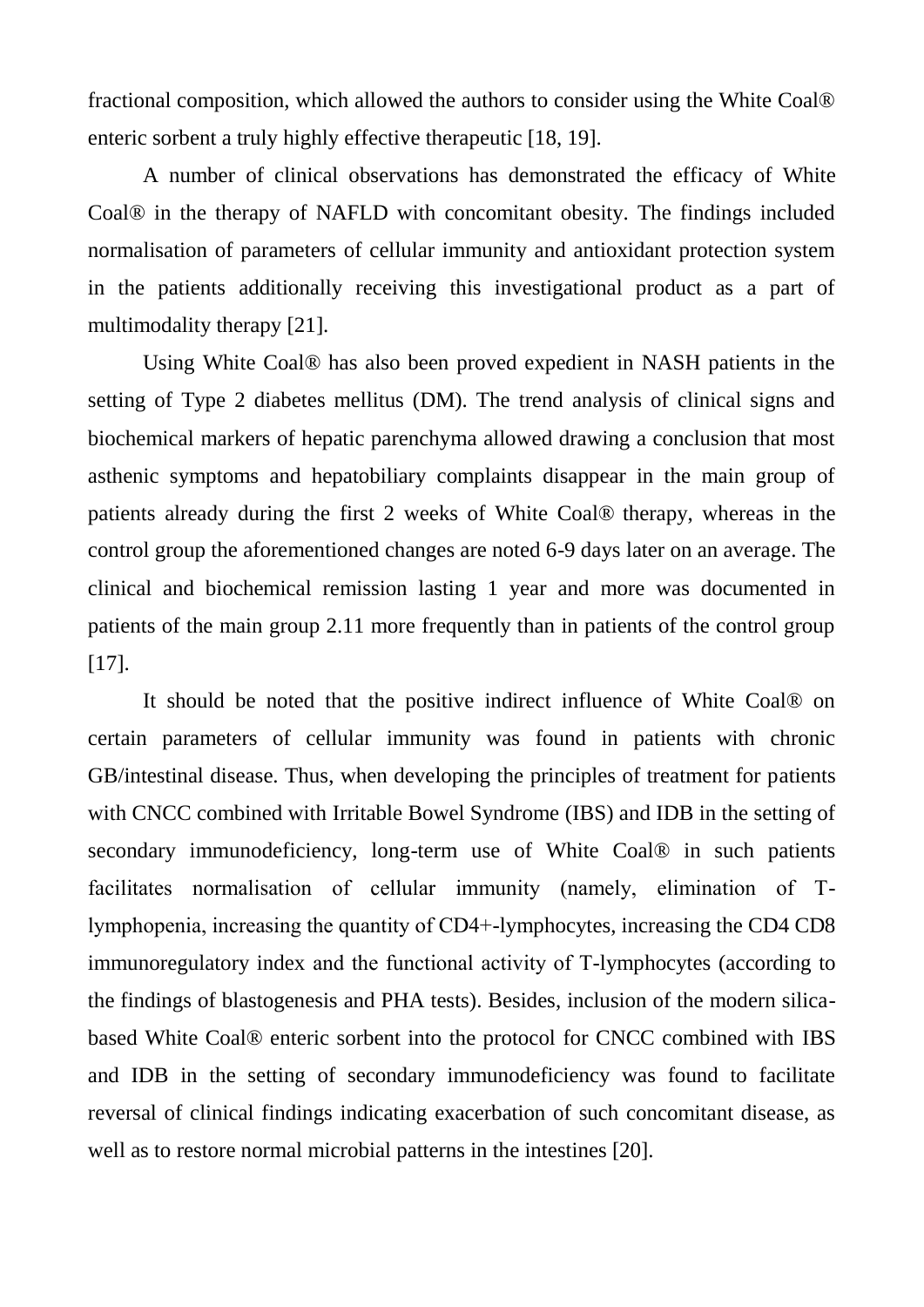fractional composition, which allowed the authors to consider using the White Coal® enteric sorbent a truly highly effective therapeutic [18, 19].

A number of clinical observations has demonstrated the efficacy of White Coal® in the therapy of NAFLD with concomitant obesity. The findings included normalisation of parameters of cellular immunity and antioxidant protection system in the patients additionally receiving this investigational product as a part of multimodality therapy [21].

Using White Coal® has also been proved expedient in NASH patients in the setting of Type 2 diabetes mellitus (DM). The trend analysis of clinical signs and biochemical markers of hepatic parenchyma allowed drawing a conclusion that most asthenic symptoms and hepatobiliary complaints disappear in the main group of patients already during the first 2 weeks of White Coal® therapy, whereas in the control group the aforementioned changes are noted 6-9 days later on an average. The clinical and biochemical remission lasting 1 year and more was documented in patients of the main group 2.11 more frequently than in patients of the control group [17].

It should be noted that the positive indirect influence of White Coal® on certain parameters of cellular immunity was found in patients with chronic GB/intestinal disease. Thus, when developing the principles of treatment for patients with CNCC combined with Irritable Bowel Syndrome (IBS) and IDB in the setting of secondary immunodeficiency, long-term use of White Coal® in such patients facilitates normalisation of cellular immunity (namely, elimination of T-lymphopenia, increasing the quantity of CD4+-lymphocytes, increasing the CD4 CD8 immunoregulatory index and the functional activity of T-lymphocytes (according to the findings of blastogenesis and PHA tests). Besides, inclusion of the modern silica-based White Coal® enteric sorbent into the protocol for CNCC combined with IBS and IDB in the setting of secondary immunodeficiency was found to facilitate reversal of clinical findings indicating exacerbation of such concomitant disease, as well as to restore normal microbial patterns in the intestines [20].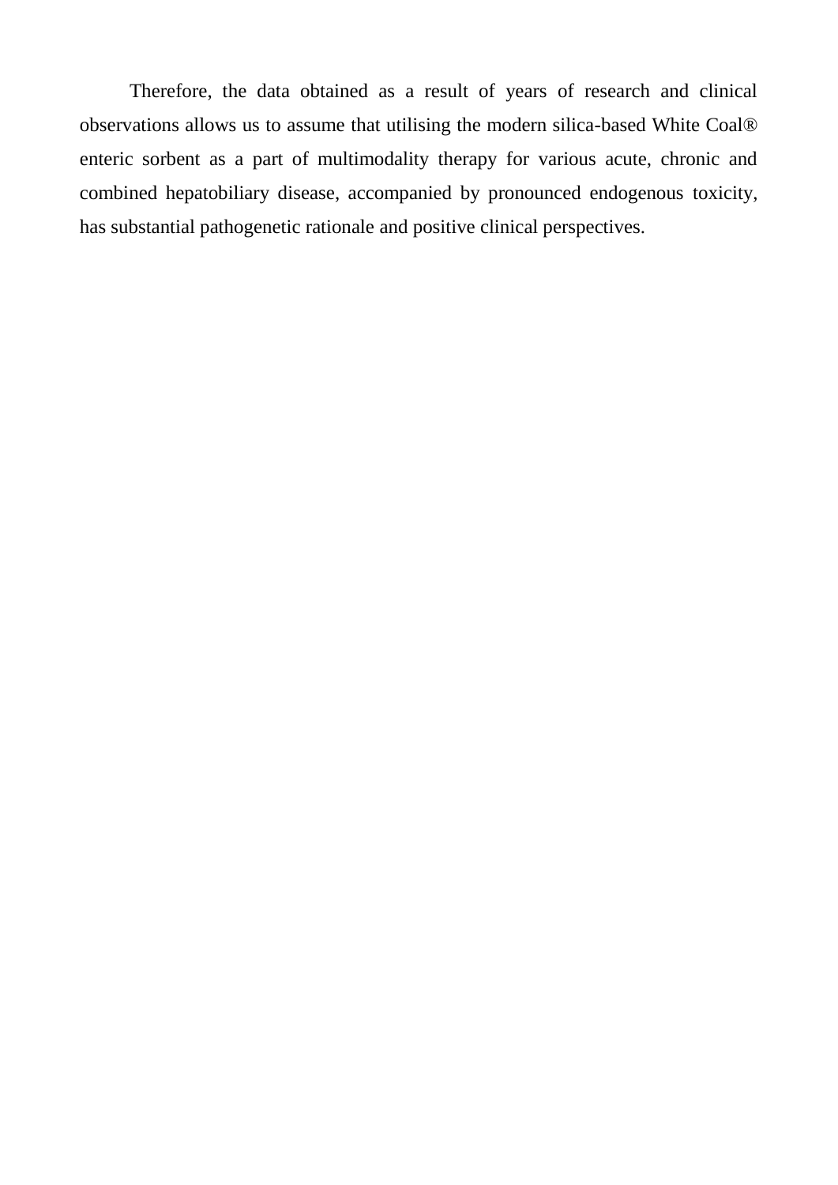Therefore, the data obtained as a result of years of research and clinical observations allows us to assume that utilising the modern silica-based White Coal® enteric sorbent as a part of multimodality therapy for various acute, chronic and combined hepatobiliary disease, accompanied by pronounced endogenous toxicity, has substantial pathogenetic rationale and positive clinical perspectives.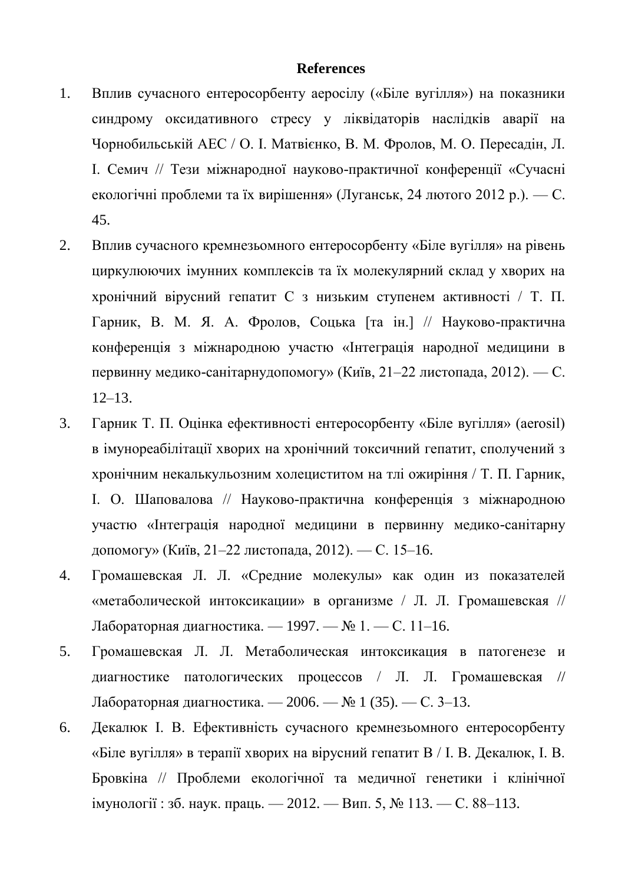**References**

1. Вплив сучасного ентеросорбенту аеросілу («Біле вугілля») на показники синдрому оксидативного стресу у ліквідаторів наслідків аварії на Чорнобильській АЕС / О. І. Матвієнко, В. М. Фролов, М. О. Пересадін, Л. І. Семич // Тези міжнародної науково-практичної конференції «Сучасні екологічні проблеми та їх вирішення» (Луганськ, 24 лютого 2012 р.). — С. 45.
2. Вплив сучасного кремнезьомного ентеросорбенту «Біле вугілля» на рівень циркулюючих імунних комплексів та їх молекулярний склад у хворих на хронічний вірусний гепатит С з низьким ступенем активності / Т. П. Гарник, В. М. Я. А. Фролов, Соцька [та ін.] // Науково-практична конференція з міжнародною участю «Інтеграція народної медицини в первинну медико-санітарнудопомогу» (Київ, 21–22 листопада, 2012). — С. 12–13.
3. Гарник Т. П. Оцінка ефективності ентеросорбенту «Біле вугілля» (aerosil) в імунореабілітації хворих на хронічний токсичний гепатит, сполучений з хронічним некалькульозним холециститом на тлі ожиріння / Т. П. Гарник, І. О. Шаповалова // Науково-практична конференція з міжнародною участю «Інтеграція народної медицини в первинну медико-санітарну допомогу» (Київ, 21–22 листопада, 2012). — С. 15–16.
4. Громашевская Л. Л. «Средние молекулы» как один из показателей «метаболической интоксикации» в организме / Л. Л. Громашевская // Лабораторная диагностика. — 1997. — № 1. — С. 11–16.
5. Громашевская Л. Л. Метаболическая интоксикация в патогенезе и диагностике патологических процессов / Л. Л. Громашевская // Лабораторная диагностика. — 2006. — № 1 (35). — С. 3–13.
6. Декалюк І. В. Ефективність сучасного кремнезьомного ентеросорбенту «Біле вугілля» в терапії хворих на вірусний гепатит В / І. В. Декалюк, І. В. Бровкіна // Проблеми екологічної та медичної генетики і клінічної імунології : зб. наук. праць. — 2012. — Вип. 5, № 113. — С. 88–113.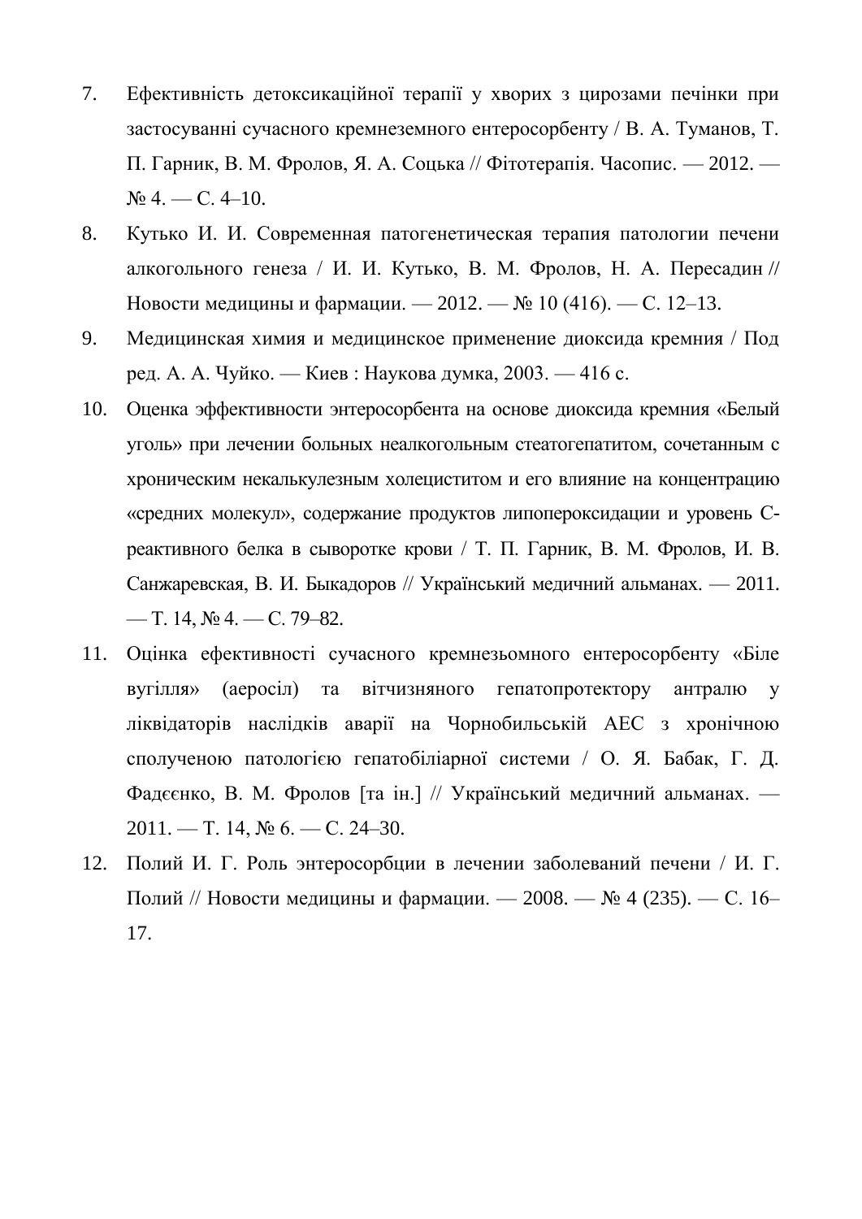7. Ефективність детоксикаційної терапії у хворих з цирозами печінки при застосуванні сучасного кремнеземного ентеросорбенту / В. А. Туманов, Т. П. Гарник, В. М. Фролов, Я. А. Соцька // Фітотерапія. Часопис. — 2012. — № 4. — С. 4–10.
8. Кутько И. И. Современная патогенетическая терапия патологии печени алкогольного генеза / И. И. Кутько, В. М. Фролов, Н. А. Пересадин // Новости медицины и фармации. — 2012. — № 10 (416). — С. 12–13.
9. Медицинская химия и медицинское применение диоксида кремния / Под ред. А. А. Чуйко. — Киев : Наукова думка, 2003. — 416 с.
10. Оценка эффективности энтеросорбента на основе диоксида кремния «Белый уголь» при лечении больных неалкогольным стеатогепатитом, сочетанным с хроническим некалькулезным холециститом и его влияние на концентрацию «средних молекул», содержание продуктов липопероксидации и уровень С-реактивного белка в сыворотке крови / Т. П. Гарник, В. М. Фролов, И. В. Санжаревская, В. И. Быкадоров // Український медичний альманах. — 2011. — Т. 14, № 4. — С. 79–82.
11. Оцінка ефективності сучасного кремнезьомного ентеросорбенту «Біле вугілля» (аеросіл) та вітчизняного гепатопротектору антралю у ліквідаторів наслідків аварії на Чорнобильській АЕС з хронічною сполученою патологією гепатобіліарної системи / О. Я. Бабак, Г. Д. Фадєєнко, В. М. Фролов [та ін.] // Український медичний альманах. — 2011. — Т. 14, № 6. — С. 24–30.
12. Полий И. Г. Роль энтеросорбции в лечении заболеваний печени / И. Г. Полий // Новости медицины и фармации. — 2008. — № 4 (235). — С. 16–17.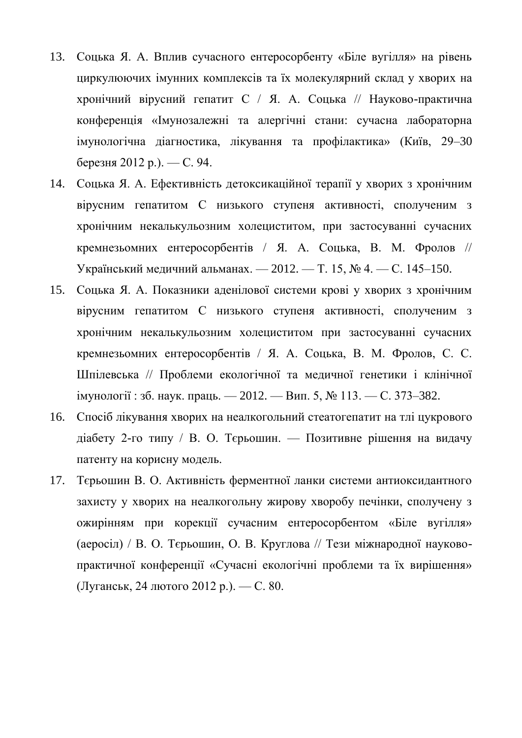13. Соцька Я. А. Вплив сучасного ентеросорбенту «Біле вугілля» на рівень циркулюючих імунних комплексів та їх молекулярний склад у хворих на хронічний вірусний гепатит С / Я. А. Соцька // Науково-практична конференція «Імунозалежні та алергічні стани: сучасна лабораторна імунологічна діагностика, лікування та профілактика» (Київ, 29–30 березня 2012 р.). — С. 94.
14. Соцька Я. А. Ефективність детоксикаційної терапії у хворих з хронічним вірусним гепатитом С низького ступеня активності, сполученим з хронічним некалькульозним холециститом, при застосуванні сучасних кремнезьомних ентеросорбентів / Я. А. Соцька, В. М. Фролов // Український медичний альманах. — 2012. — Т. 15, № 4. — С. 145–150.
15. Соцька Я. А. Показники аденілової системи крові у хворих з хронічним вірусним гепатитом С низького ступеня активності, сполученим з хронічним некалькульозним холециститом при застосуванні сучасних кремнезьомних ентеросорбентів / Я. А. Соцька, В. М. Фролов, С. С. Шпілевська // Проблеми екологічної та медичної генетики і клінічної імунології : зб. наук. праць. — 2012. — Вип. 5, № 113. — С. 373–382.
16. Спосіб лікування хворих на неалкогольний стеатогепатит на тлі цукрового діабету 2-го типу / В. О. Тєрьошин. — Позитивне рішення на видачу патенту на корисну модель.
17. Тєрьошин В. О. Активність ферментної ланки системи антиоксидантного захисту у хворих на неалкогольну жирову хворобу печінки, сполучену з ожирінням при корекції сучасним ентеросорбентом «Біле вугілля» (аеросіл) / В. О. Тєрьошин, О. В. Круглова // Тези міжнародної науково-практичної конференції «Сучасні екологічні проблеми та їх вирішення» (Луганськ, 24 лютого 2012 р.). — С. 80.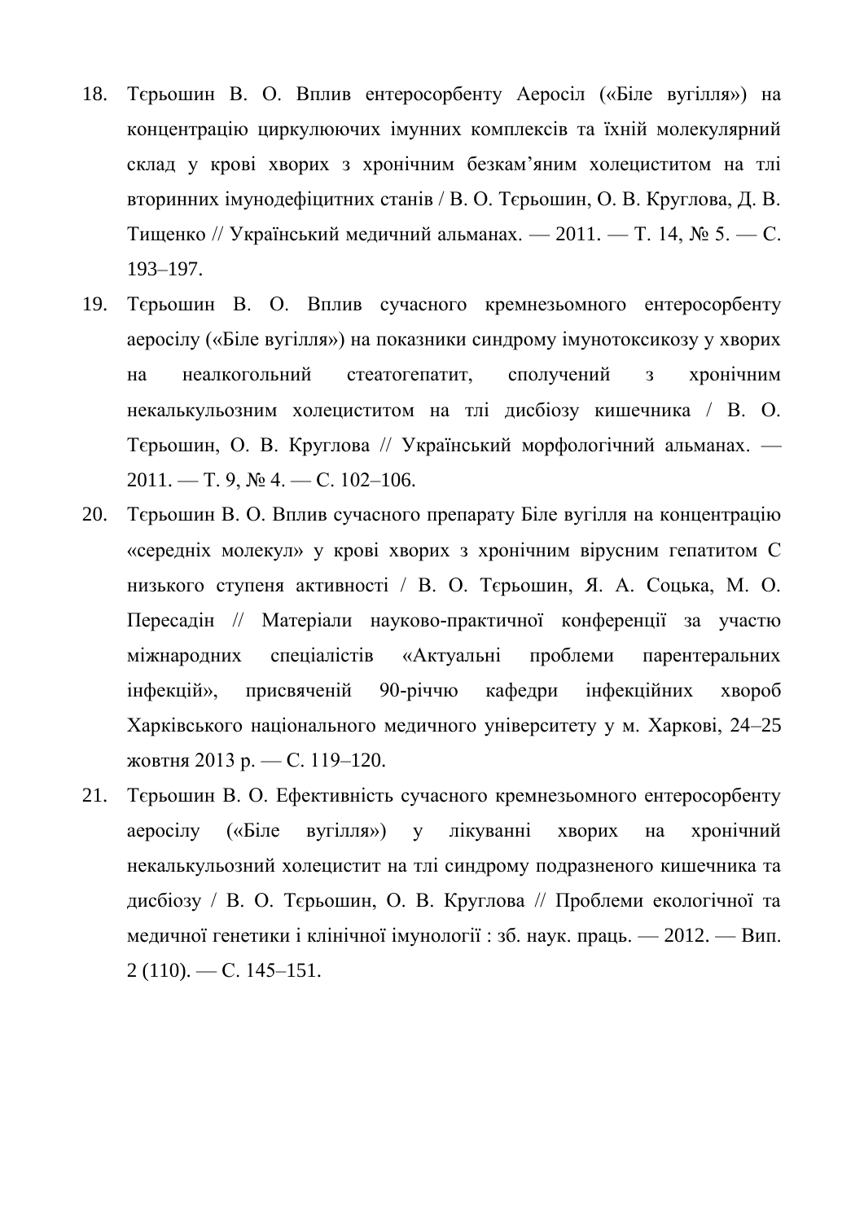18. Тєрьошин В. О. Вплив ентеросорбенту Аеросіл («Біле вугілля») на концентрацію циркулюючих імунних комплексів та їхній молекулярний склад у крові хворих з хронічним безкам'яним холециститом на тлі вторинних імунодефіцитних станів / В. О. Тєрьошин, О. В. Круглова, Д. В. Тищенко // Український медичний альманах. — 2011. — Т. 14, № 5. — С. 193–197.
19. Тєрьошин В. О. Вплив сучасного кремнезьомного ентеросорбенту аеросілу («Біле вугілля») на показники синдрому імунотоксикозу у хворих на неалкогольний стеатогепатит, сполучений з хронічним некалькульозним холециститом на тлі дисбіозу кишечника / В. О. Тєрьошин, О. В. Круглова // Український морфологічний альманах. — 2011. — Т. 9, № 4. — С. 102–106.
20. Тєрьошин В. О. Вплив сучасного препарату Біле вугілля на концентрацію «середніх молекул» у крові хворих з хронічним вірусним гепатитом С низького ступеня активності / В. О. Тєрьошин, Я. А. Соцька, М. О. Пересадін // Матеріали науково-практичної конференції за участю міжнародних спеціалістів «Актуальні проблеми парентеральних інфекцій», присвяченій 90-річчю кафедри інфекційних хвороб Харківського національного медичного університету у м. Харкові, 24–25 жовтня 2013 р. — С. 119–120.
21. Тєрьошин В. О. Ефективність сучасного кремнезьомного ентеросорбенту аеросілу («Біле вугілля») у лікуванні хворих на хронічний некалькульозний холецистит на тлі синдрому подразненого кишечника та дисбіозу / В. О. Тєрьошин, О. В. Круглова // Проблеми екологічної та медичної генетики і клінічної імунології : зб. наук. праць. — 2012. — Вип. 2 (110). — С. 145–151.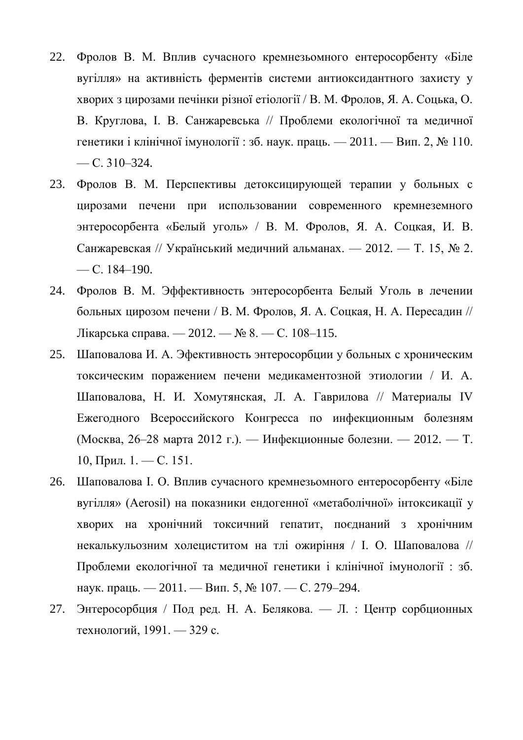22. Фролов В. М. Вплив сучасного кремнезьомного ентеросорбенту «Біле вугілля» на активність ферментів системи антиоксидантного захисту у хворих з цирозами печінки різної етіології / В. М. Фролов, Я. А. Соцька, О. В. Круглова, І. В. Санжаревська // Проблеми екологічної та медичної генетики і клінічної імунології : зб. наук. праць. — 2011. — Вип. 2, № 110. — С. 310–324.
23. Фролов В. М. Перспективы детоксицирующей терапии у больных с цирозами печени при использовании современного кремнеземного энтеросорбента «Белый уголь» / В. М. Фролов, Я. А. Соцкая, И. В. Санжаревская // Український медичний альманах. — 2012. — Т. 15, № 2. — С. 184–190.
24. Фролов В. М. Эффективность энтеросорбента Белый Уголь в лечении больных цирозом печени / В. М. Фролов, Я. А. Соцкая, Н. А. Пересадин // Лікарська справа. — 2012. — № 8. — С. 108–115.
25. Шаповалова И. А. Эфективность энтеросорбции у больных с хроническим токсическим поражением печени медикаментозной этиологии / И. А. Шаповалова, Н. И. Хомутянская, Л. А. Гаврилова // Материалы IV Ежегодного Всероссийского Конгресса по инфекционным болезням (Москва, 26–28 марта 2012 г.). — Инфекционные болезни. — 2012. — Т. 10, Прил. 1. — С. 151.
26. Шаповалова І. О. Вплив сучасного кремнезьомного ентеросорбенту «Біле вугілля» (Aerosil) на показники ендогенної «метаболічної» інтоксикації у хворих на хронічний токсичний гепатит, поєднаний з хронічним некалькульозним холециститом на тлі ожиріння / І. О. Шаповалова // Проблеми екологічної та медичної генетики і клінічної імунології : зб. наук. праць. — 2011. — Вип. 5, № 107. — С. 279–294.
27. Энтеросорбция / Под ред. Н. А. Белякова. — Л. : Центр сорбционных технологий, 1991. — 329 с.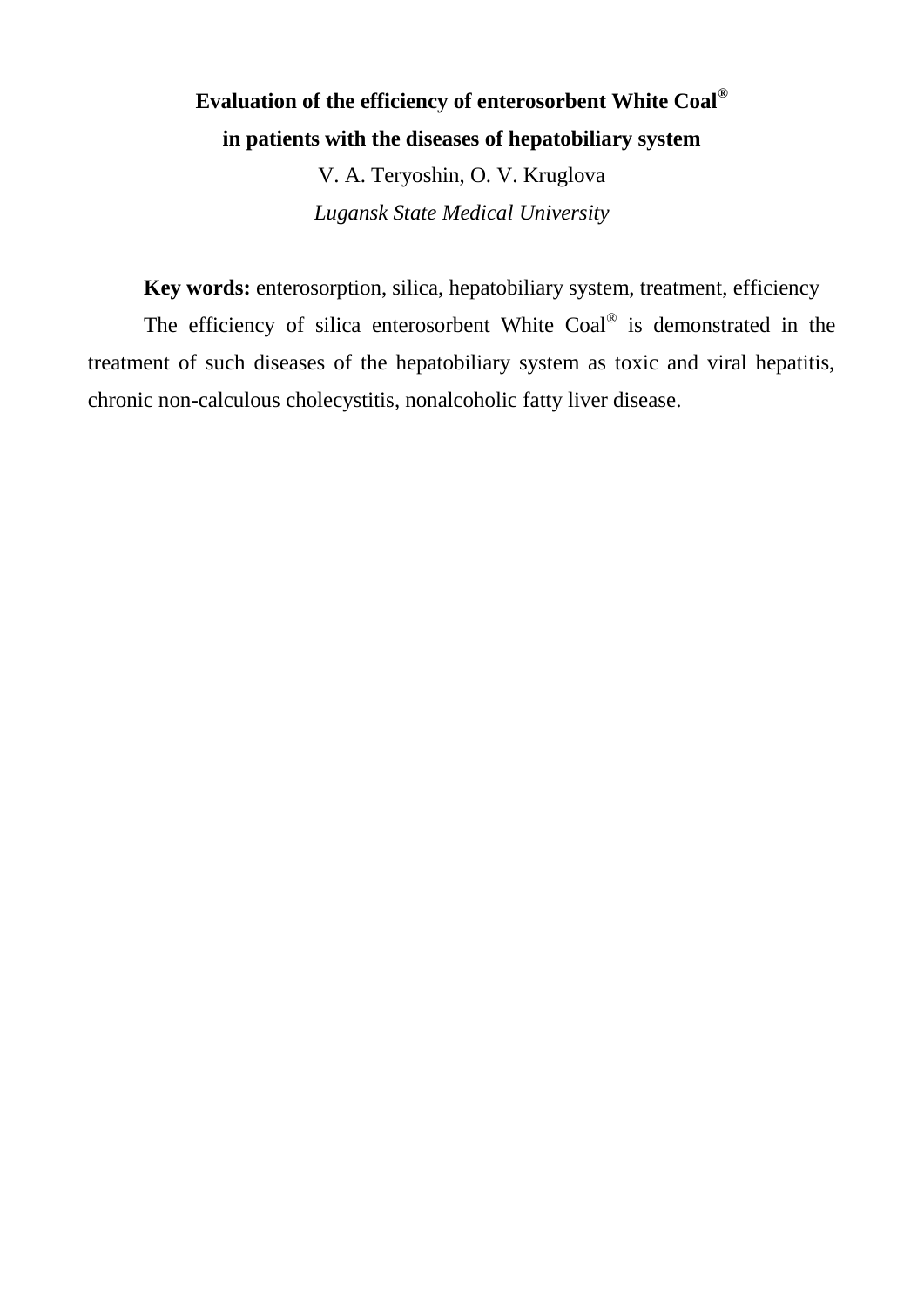**Evaluation of the efficiency of enterosorbent White Coal®**
**in patients with the diseases of hepatobiliary system**

V. A. Teryoshin, O. V. Kruglova

*Lugansk State Medical University*

**Key words:** enterosorption, silica, hepatobiliary system, treatment, efficiency

The efficiency of silica enterosorbent White Coal® is demonstrated in the treatment of such diseases of the hepatobiliary system as toxic and viral hepatitis, chronic non-calculous cholecystitis, nonalcoholic fatty liver disease.